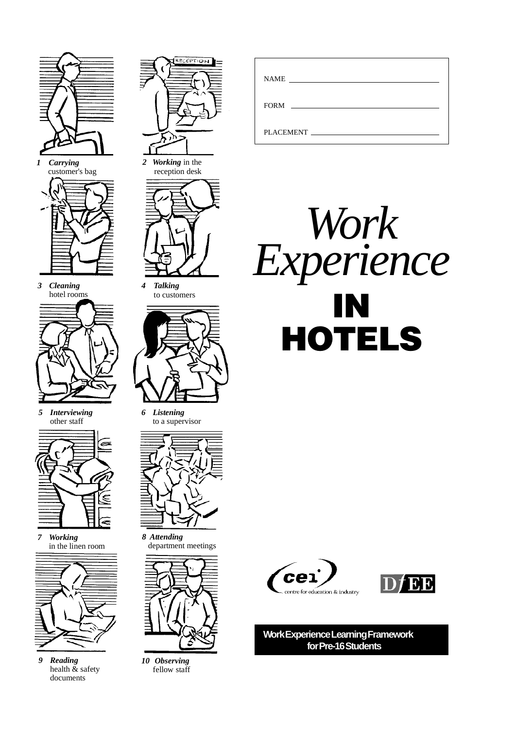# *Work Experience* IN HOTELS

NAME ______________________

FORM ______________________

PLACEMENT ______________________

1 ***Carrying*** customer's bag

2 ***Working*** in the reception desk

3 ***Cleaning*** hotel rooms

4 ***Talking*** to customers

5 ***Interviewing*** other staff

6 ***Listening*** to a supervisor

7 ***Working*** in the linen room

8 ***Attending*** department meetings

9 ***Reading*** health & safety documents

10 ***Observing*** fellow staff

cei centre for education & industry

DfEE

**Work Experience Learning Framework for Pre-16 Students**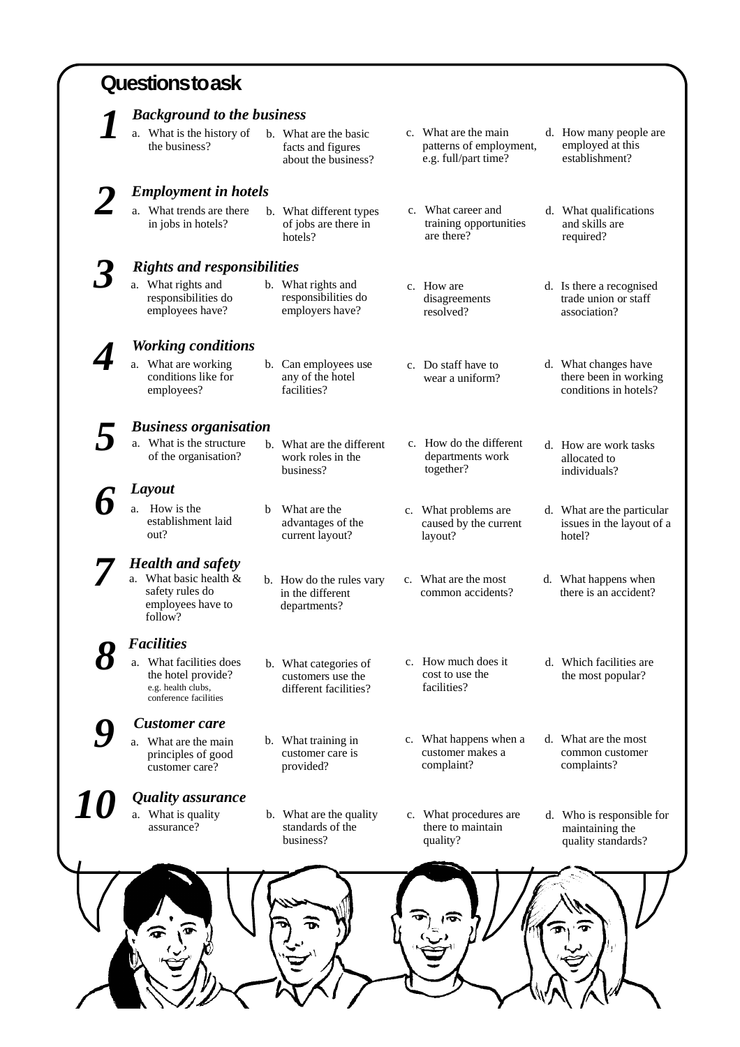# Questions to ask

## 1 *Background to the business*

a. What is the history of the business?

b. What are the basic facts and figures about the business?

c. What are the main patterns of employment, e.g. full/part time?

d. How many people are employed at this establishment?

## 2 *Employment in hotels*

a. What trends are there in jobs in hotels?

b. What different types of jobs are there in hotels?

c. What career and training opportunities are there?

d. What qualifications and skills are required?

## 3 *Rights and responsibilities*

a. What rights and responsibilities do employees have?

b. What rights and responsibilities do employers have?

c. How are disagreements resolved?

d. Is there a recognised trade union or staff association?

## 4 *Working conditions*

a. What are working conditions like for employees?

b. Can employees use any of the hotel facilities?

c. Do staff have to wear a uniform?

d. What changes have there been in working conditions in hotels?

## 5 *Business organisation*

a. What is the structure of the organisation?

b. What are the different work roles in the business?

c. How do the different departments work together?

d. How are work tasks allocated to individuals?

## 6 *Layout*

a. How is the establishment laid out?

b What are the advantages of the current layout?

c. What problems are caused by the current layout?

d. What are the particular issues in the layout of a hotel?

## 7 *Health and safety*

a. What basic health & safety rules do employees have to follow?

b. How do the rules vary in the different departments?

c. What are the most common accidents?

d. What happens when there is an accident?

## 8 *Facilities*

a. What facilities does the hotel provide? e.g. health clubs, conference facilities

b. What categories of customers use the different facilities?

c. How much does it cost to use the facilities?

d. Which facilities are the most popular?

## 9 *Customer care*

a. What are the main principles of good customer care?

b. What training in customer care is provided?

c. What happens when a customer makes a complaint?

d. What are the most common customer complaints?

## 10 *Quality assurance*

a. What is quality assurance?

b. What are the quality standards of the business?

c. What procedures are there to maintain quality?

d. Who is responsible for maintaining the quality standards?